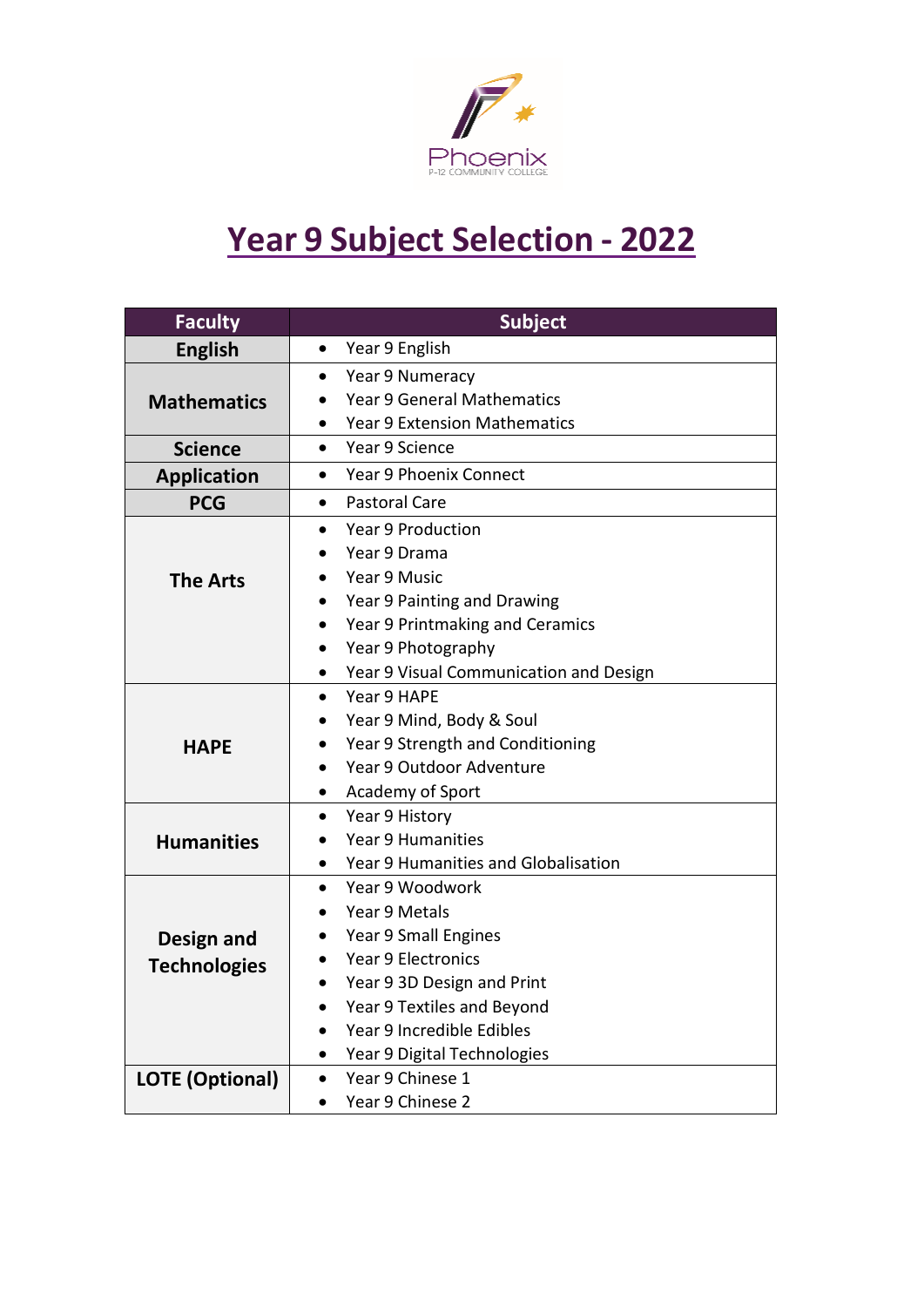Phoenix
P-12 COMMUNITY COLLEGE

# Year 9 Subject Selection - 2022

| Faculty | Subject |
| --- | --- |
| **English** | • Year 9 English |
| **Mathematics** | • Year 9 Numeracy<br>• Year 9 General Mathematics<br>• Year 9 Extension Mathematics |
| **Science** | • Year 9 Science |
| **Application** | • Year 9 Phoenix Connect |
| **PCG** | • Pastoral Care |
| **The Arts** | • Year 9 Production<br>• Year 9 Drama<br>• Year 9 Music<br>• Year 9 Painting and Drawing<br>• Year 9 Printmaking and Ceramics<br>• Year 9 Photography<br>• Year 9 Visual Communication and Design |
| **HAPE** | • Year 9 HAPE<br>• Year 9 Mind, Body & Soul<br>• Year 9 Strength and Conditioning<br>• Year 9 Outdoor Adventure<br>• Academy of Sport |
| **Humanities** | • Year 9 History<br>• Year 9 Humanities<br>• Year 9 Humanities and Globalisation |
| **Design and Technologies** | • Year 9 Woodwork<br>• Year 9 Metals<br>• Year 9 Small Engines<br>• Year 9 Electronics<br>• Year 9 3D Design and Print<br>• Year 9 Textiles and Beyond<br>• Year 9 Incredible Edibles<br>• Year 9 Digital Technologies |
| **LOTE (Optional)** | • Year 9 Chinese 1<br>• Year 9 Chinese 2 |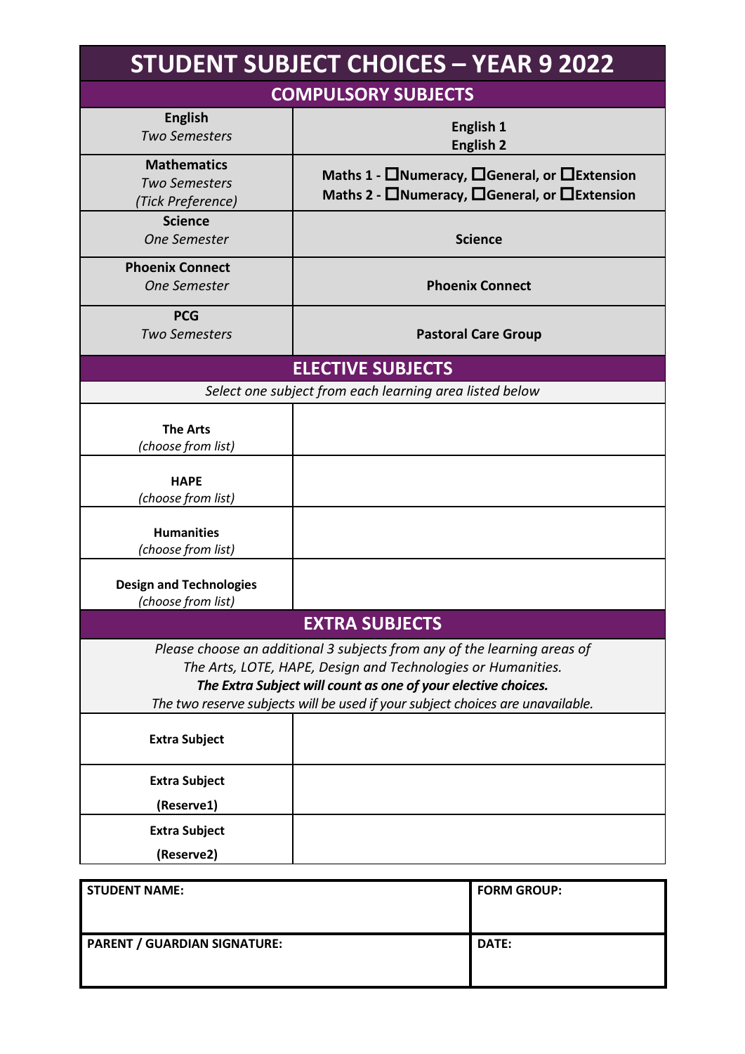# STUDENT SUBJECT CHOICES – YEAR 9 2022

## COMPULSORY SUBJECTS

| | |
|---|---|
| **English**<br>*Two Semesters* | **English 1**<br>**English 2** |
| **Mathematics**<br>*Two Semesters*<br>*(Tick Preference)* | **Maths 1 - ☐Numeracy, ☐General, or ☐Extension**<br>**Maths 2 - ☐Numeracy, ☐General, or ☐Extension** |
| **Science**<br>*One Semester* | **Science** |
| **Phoenix Connect**<br>*One Semester* | **Phoenix Connect** |
| **PCG**<br>*Two Semesters* | **Pastoral Care Group** |

## ELECTIVE SUBJECTS

*Select one subject from each learning area listed below*

| | |
|---|---|
| **The Arts**<br>*(choose from list)* | |
| **HAPE**<br>*(choose from list)* | |
| **Humanities**<br>*(choose from list)* | |
| **Design and Technologies**<br>*(choose from list)* | |

## EXTRA SUBJECTS

*Please choose an additional 3 subjects from any of the learning areas of The Arts, LOTE, HAPE, Design and Technologies or Humanities.*
***The Extra Subject will count as one of your elective choices.***
*The two reserve subjects will be used if your subject choices are unavailable.*

| | |
|---|---|
| **Extra Subject** | |
| **Extra Subject**<br>**(Reserve1)** | |
| **Extra Subject**<br>**(Reserve2)** | |

| | |
|---|---|
| **STUDENT NAME:** | **FORM GROUP:** |
| **PARENT / GUARDIAN SIGNATURE:** | **DATE:** |